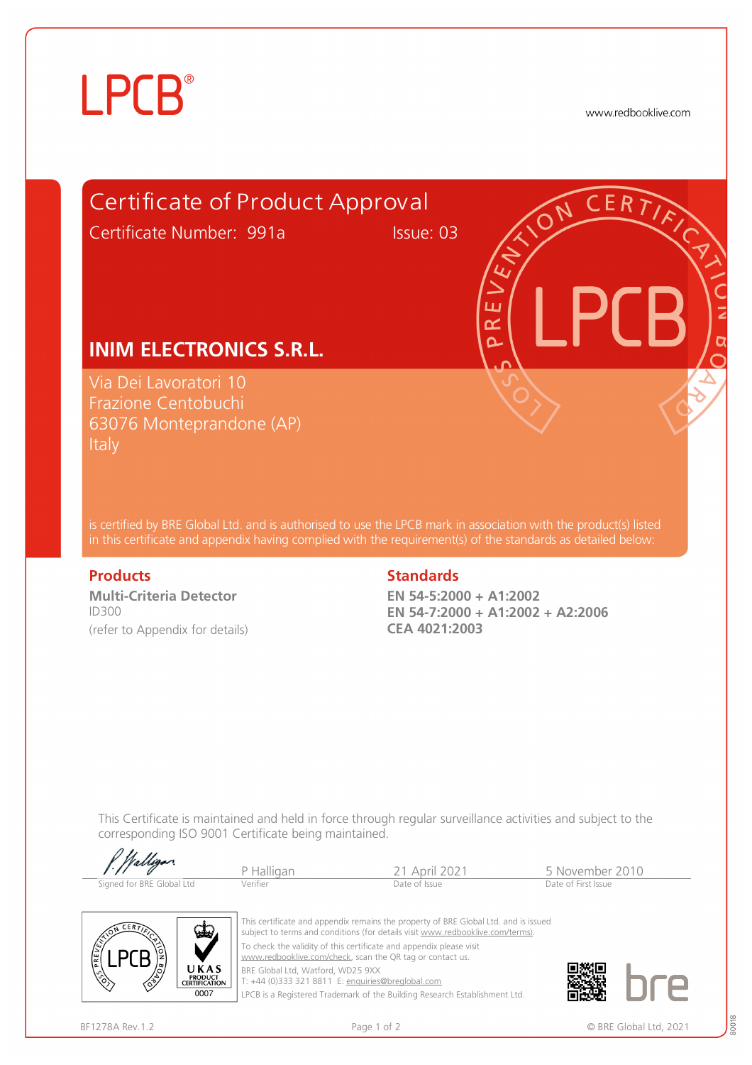LPCB®

www.redbooklive.com

# Certificate of Product Approval

Certificate Number: 991a Issue: 03

## INIM ELECTRONICS S.R.L.

Via Dei Lavoratori 10
Frazione Centobuchi
63076 Monteprandone (AP)
Italy

is certified by BRE Global Ltd. and is authorised to use the LPCB mark in association with the product(s) listed in this certificate and appendix having complied with the requirement(s) of the standards as detailed below:

### Products

**Multi-Criteria Detector**
ID300
(refer to Appendix for details)

### Standards

**EN 54-5:2000 + A1:2002**
**EN 54-7:2000 + A1:2002 + A2:2006**
**CEA 4021:2003**

This Certificate is maintained and held in force through regular surveillance activities and subject to the corresponding ISO 9001 Certificate being maintained.

| Signed for BRE Global Ltd | Verifier | Date of Issue | Date of First Issue |
|---|---|---|---|
| P Halligan | P Halligan | 21 April 2021 | 5 November 2010 |

This certificate and appendix remains the property of BRE Global Ltd. and is issued subject to terms and conditions (for details visit www.redbooklive.com/terms).

To check the validity of this certificate and appendix please visit www.redbooklive.com/check, scan the QR tag or contact us.

BRE Global Ltd, Watford, WD25 9XX
T: +44 (0)333 321 8811 E: enquiries@breglobal.com

LPCB is a Registered Trademark of the Building Research Establishment Ltd.

UKAS PRODUCT CERTIFICATION 0007

BF1278A Rev.1.2

© BRE Global Ltd, 2021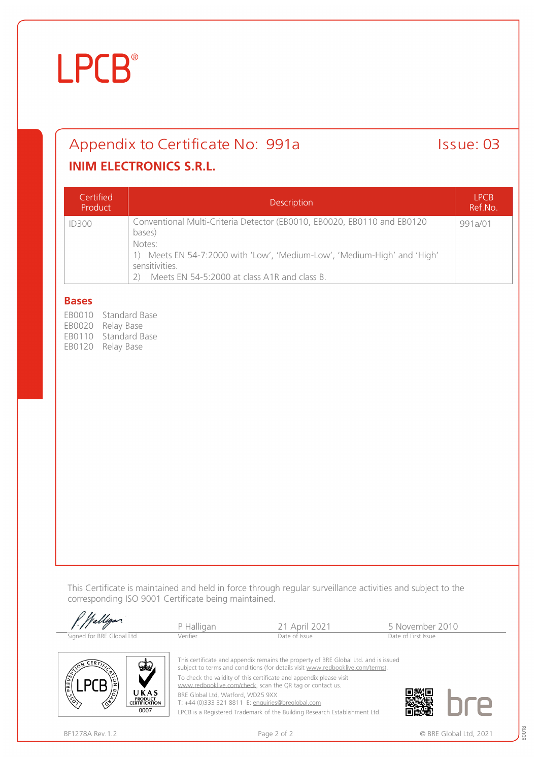# LPCB®

## Appendix to Certificate No: 991a

Issue: 03

### INIM ELECTRONICS S.R.L.

| Certified Product | Description | LPCB Ref.No. |
|---|---|---|
| ID300 | Conventional Multi-Criteria Detector (EB0010, EB0020, EB0110 and EB0120 bases)<br>Notes:<br>1) Meets EN 54-7:2000 with 'Low', 'Medium-Low', 'Medium-High' and 'High' sensitivities.<br>2) Meets EN 54-5:2000 at class A1R and class B. | 991a/01 |

### Bases

EB0010 Standard Base
EB0020 Relay Base
EB0110 Standard Base
EB0120 Relay Base

This Certificate is maintained and held in force through regular surveillance activities and subject to the corresponding ISO 9001 Certificate being maintained.

| Signed for BRE Global Ltd | Verifier | Date of Issue | Date of First Issue |
|---|---|---|---|
| P. Halligan | P Halligan | 21 April 2021 | 5 November 2010 |

This certificate and appendix remains the property of BRE Global Ltd. and is issued subject to terms and conditions (for details visit www.redbooklive.com/terms).

To check the validity of this certificate and appendix please visit www.redbooklive.com/check, scan the QR tag or contact us.

BRE Global Ltd, Watford, WD25 9XX
T: +44 (0)333 321 8811 E: enquiries@breglobal.com

LPCB is a Registered Trademark of the Building Research Establishment Ltd.

UKAS PRODUCT CERTIFICATION 0007

BF1278A Rev.1.2

© BRE Global Ltd, 2021